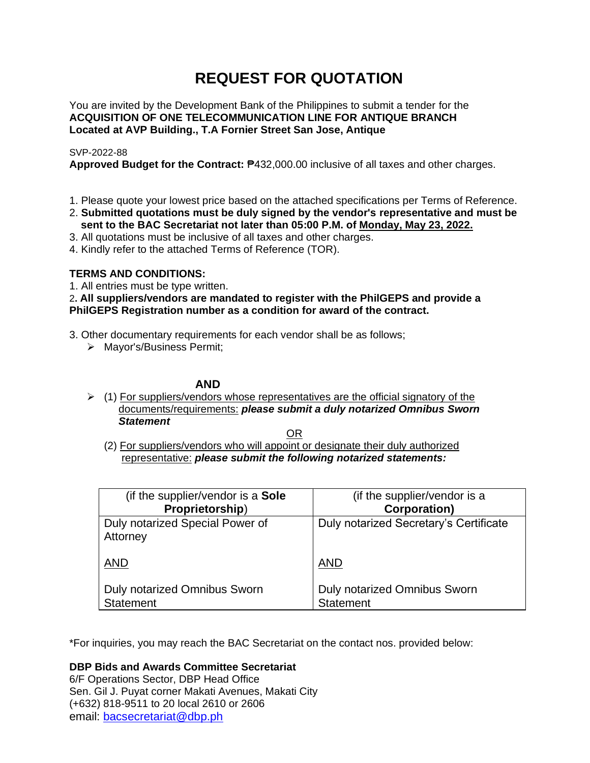# REQUEST FOR QUOTATION

You are invited by the Development Bank of the Philippines to submit a tender for the
**ACQUISITION OF ONE TELECOMMUNICATION LINE FOR ANTIQUE BRANCH**
**Located at AVP Building., T.A Fornier Street San Jose, Antique**

SVP-2022-88
**Approved Budget for the Contract:** ₱432,000.00 inclusive of all taxes and other charges.

1. Please quote your lowest price based on the attached specifications per Terms of Reference.
2. **Submitted quotations must be duly signed by the vendor's representative and must be sent to the BAC Secretariat not later than 05:00 P.M. of Monday, May 23, 2022.**
3. All quotations must be inclusive of all taxes and other charges.
4. Kindly refer to the attached Terms of Reference (TOR).

**TERMS AND CONDITIONS:**

1. All entries must be type written.
2. **All suppliers/vendors are mandated to register with the PhilGEPS and provide a PhilGEPS Registration number as a condition for award of the contract.**
3. Other documentary requirements for each vendor shall be as follows;
   - Mayor's/Business Permit;

**AND**

- (1) For suppliers/vendors whose representatives are the official signatory of the documents/requirements: ***please submit a duly notarized Omnibus Sworn Statement***

OR

(2) For suppliers/vendors who will appoint or designate their duly authorized representative: ***please submit the following notarized statements:***

| (if the supplier/vendor is a **Sole Proprietorship**) | (if the supplier/vendor is a **Corporation)** |
|---|---|
| Duly notarized Special Power of Attorney<br><br>AND<br><br>Duly notarized Omnibus Sworn Statement | Duly notarized Secretary's Certificate<br><br>AND<br><br>Duly notarized Omnibus Sworn Statement |

*For inquiries, you may reach the BAC Secretariat on the contact nos. provided below:

**DBP Bids and Awards Committee Secretariat**
6/F Operations Sector, DBP Head Office
Sen. Gil J. Puyat corner Makati Avenues, Makati City
(+632) 818-9511 to 20 local 2610 or 2606
email: bacsecretariat@dbp.ph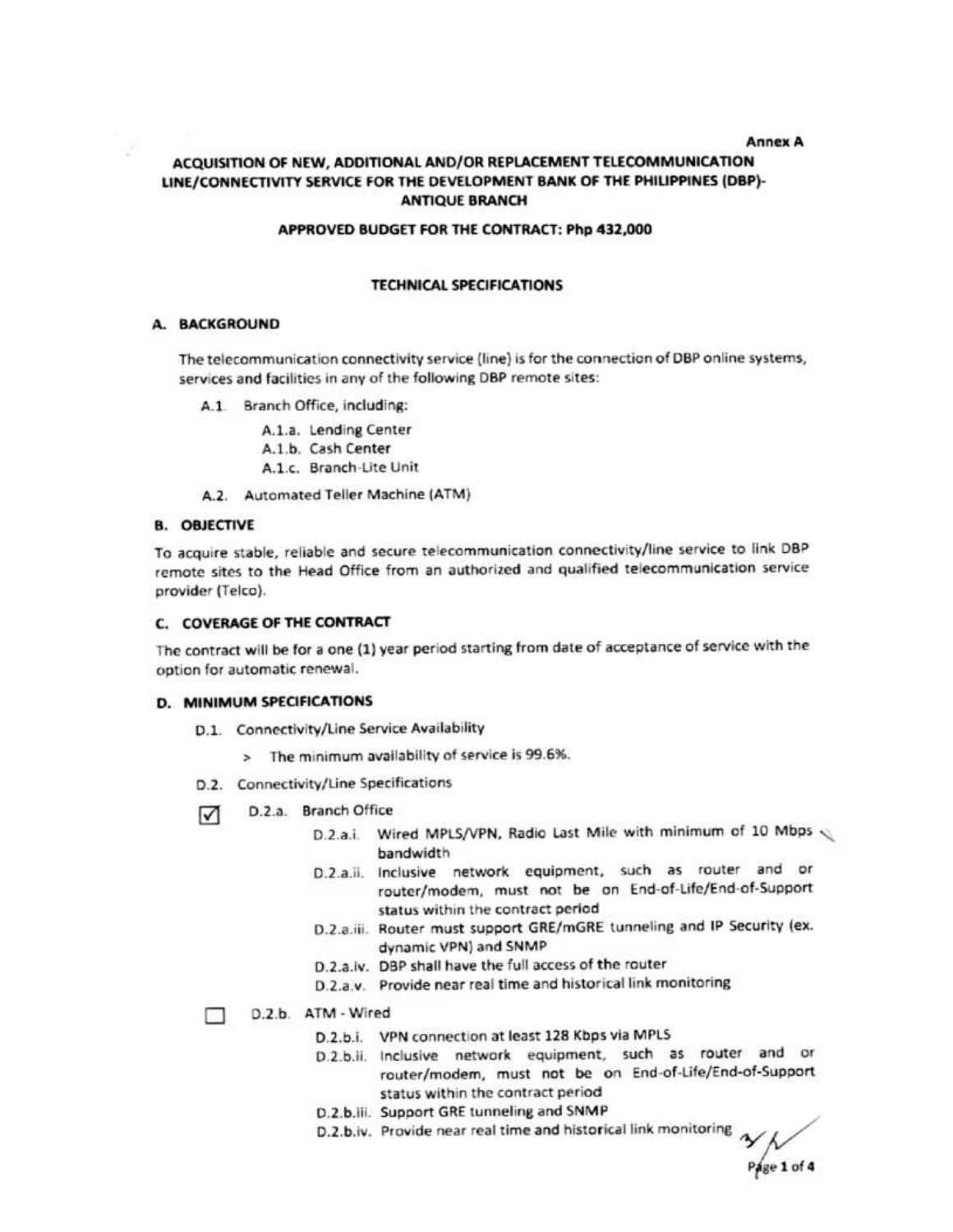Annex A

# ACQUISITION OF NEW, ADDITIONAL AND/OR REPLACEMENT TELECOMMUNICATION LINE/CONNECTIVITY SERVICE FOR THE DEVELOPMENT BANK OF THE PHILIPPINES (DBP)-ANTIQUE BRANCH

**APPROVED BUDGET FOR THE CONTRACT: Php 432,000**

## TECHNICAL SPECIFICATIONS

### A. BACKGROUND

The telecommunication connectivity service (line) is for the connection of DBP online systems, services and facilities in any of the following DBP remote sites:

- A.1. Branch Office, including:
  - A.1.a. Lending Center
  - A.1.b. Cash Center
  - A.1.c. Branch-Lite Unit
- A.2. Automated Teller Machine (ATM)

### B. OBJECTIVE

To acquire stable, reliable and secure telecommunication connectivity/line service to link DBP remote sites to the Head Office from an authorized and qualified telecommunication service provider (Telco).

### C. COVERAGE OF THE CONTRACT

The contract will be for a one (1) year period starting from date of acceptance of service with the option for automatic renewal.

### D. MINIMUM SPECIFICATIONS

- D.1. Connectivity/Line Service Availability
  - > The minimum availability of service is 99.6%.
- D.2. Connectivity/Line Specifications

☑ D.2.a. Branch Office

- D.2.a.i. Wired MPLS/VPN, Radio Last Mile with minimum of 10 Mbps bandwidth
- D.2.a.ii. Inclusive network equipment, such as router and or router/modem, must not be on End-of-Life/End-of-Support status within the contract period
- D.2.a.iii. Router must support GRE/mGRE tunneling and IP Security (ex. dynamic VPN) and SNMP
- D.2.a.iv. DBP shall have the full access of the router
- D.2.a.v. Provide near real time and historical link monitoring

☐ D.2.b. ATM - Wired

- D.2.b.i. VPN connection at least 128 Kbps via MPLS
- D.2.b.ii. Inclusive network equipment, such as router and or router/modem, must not be on End-of-Life/End-of-Support status within the contract period
- D.2.b.iii. Support GRE tunneling and SNMP
- D.2.b.iv. Provide near real time and historical link monitoring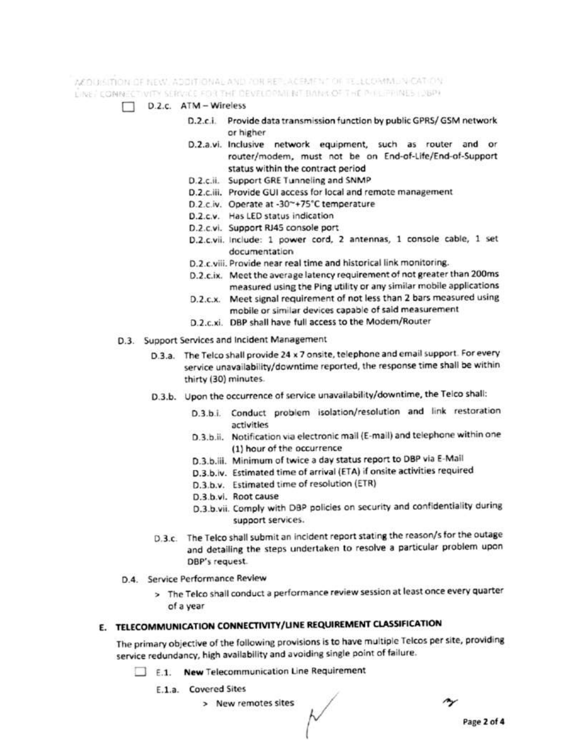☐ D.2.c. ATM – Wireless

- D.2.c.i. Provide data transmission function by public GPRS/ GSM network or higher
- D.2.a.vi. Inclusive network equipment, such as router and or router/modem, must not be on End-of-Life/End-of-Support status within the contract period
- D.2.c.ii. Support GRE Tunneling and SNMP
- D.2.c.iii. Provide GUI access for local and remote management
- D.2.c.iv. Operate at -30~+75°C temperature
- D.2.c.v. Has LED status indication
- D.2.c.vi. Support RJ45 console port
- D.2.c.vii. Include: 1 power cord, 2 antennas, 1 console cable, 1 set documentation
- D.2.c.viii. Provide near real time and historical link monitoring.
- D.2.c.ix. Meet the average latency requirement of not greater than 200ms measured using the Ping utility or any similar mobile applications
- D.2.c.x. Meet signal requirement of not less than 2 bars measured using mobile or similar devices capable of said measurement
- D.2.c.xi. DBP shall have full access to the Modem/Router

D.3. Support Services and Incident Management

D.3.a. The Telco shall provide 24 x 7 onsite, telephone and email support. For every service unavailability/downtime reported, the response time shall be within thirty (30) minutes.

D.3.b. Upon the occurrence of service unavailability/downtime, the Telco shall:

- D.3.b.i. Conduct problem isolation/resolution and link restoration activities
- D.3.b.ii. Notification via electronic mail (E-mail) and telephone within one (1) hour of the occurrence
- D.3.b.iii. Minimum of twice a day status report to DBP via E-Mail
- D.3.b.iv. Estimated time of arrival (ETA) if onsite activities required
- D.3.b.v. Estimated time of resolution (ETR)
- D.3.b.vi. Root cause
- D.3.b.vii. Comply with DBP policies on security and confidentiality during support services.

D.3.c. The Telco shall submit an incident report stating the reason/s for the outage and detailing the steps undertaken to resolve a particular problem upon DBP's request.

D.4. Service Performance Review

> The Telco shall conduct a performance review session at least once every quarter of a year

## E. TELECOMMUNICATION CONNECTIVITY/LINE REQUIREMENT CLASSIFICATION

The primary objective of the following provisions is to have multiple Telcos per site, providing service redundancy, high availability and avoiding single point of failure.

☐ E.1. **New** Telecommunication Line Requirement

E.1.a. Covered Sites

> New remotes sites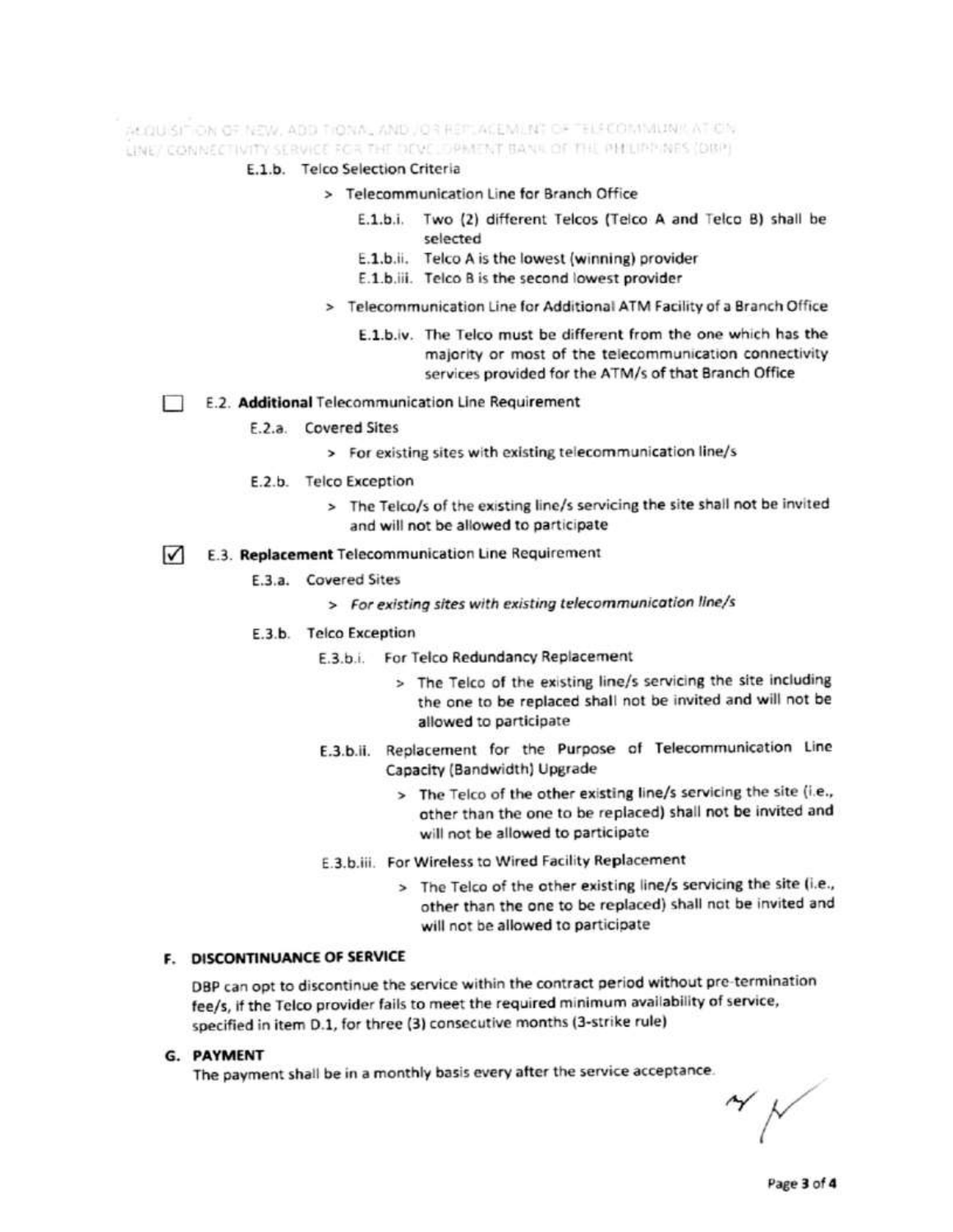E.1.b. Telco Selection Criteria

> Telecommunication Line for Branch Office

E.1.b.i. Two (2) different Telcos (Telco A and Telco B) shall be selected

E.1.b.ii. Telco A is the lowest (winning) provider

E.1.b.iii. Telco B is the second lowest provider

> Telecommunication Line for Additional ATM Facility of a Branch Office

E.1.b.iv. The Telco must be different from the one which has the majority or most of the telecommunication connectivity services provided for the ATM/s of that Branch Office

☐ E.2. **Additional** Telecommunication Line Requirement

E.2.a. Covered Sites

> For existing sites with existing telecommunication line/s

E.2.b. Telco Exception

> The Telco/s of the existing line/s servicing the site shall not be invited and will not be allowed to participate

☑ E.3. **Replacement** Telecommunication Line Requirement

E.3.a. Covered Sites

> *For existing sites with existing telecommunication line/s*

E.3.b. Telco Exception

E.3.b.i. For Telco Redundancy Replacement

> The Telco of the existing line/s servicing the site including the one to be replaced shall not be invited and will not be allowed to participate

E.3.b.ii. Replacement for the Purpose of Telecommunication Line Capacity (Bandwidth) Upgrade

> The Telco of the other existing line/s servicing the site (i.e., other than the one to be replaced) shall not be invited and will not be allowed to participate

E.3.b.iii. For Wireless to Wired Facility Replacement

> The Telco of the other existing line/s servicing the site (i.e., other than the one to be replaced) shall not be invited and will not be allowed to participate

## F. DISCONTINUANCE OF SERVICE

DBP can opt to discontinue the service within the contract period without pre-termination fee/s, if the Telco provider fails to meet the required minimum availability of service, specified in item D.1, for three (3) consecutive months (3-strike rule)

## G. PAYMENT

The payment shall be in a monthly basis every after the service acceptance.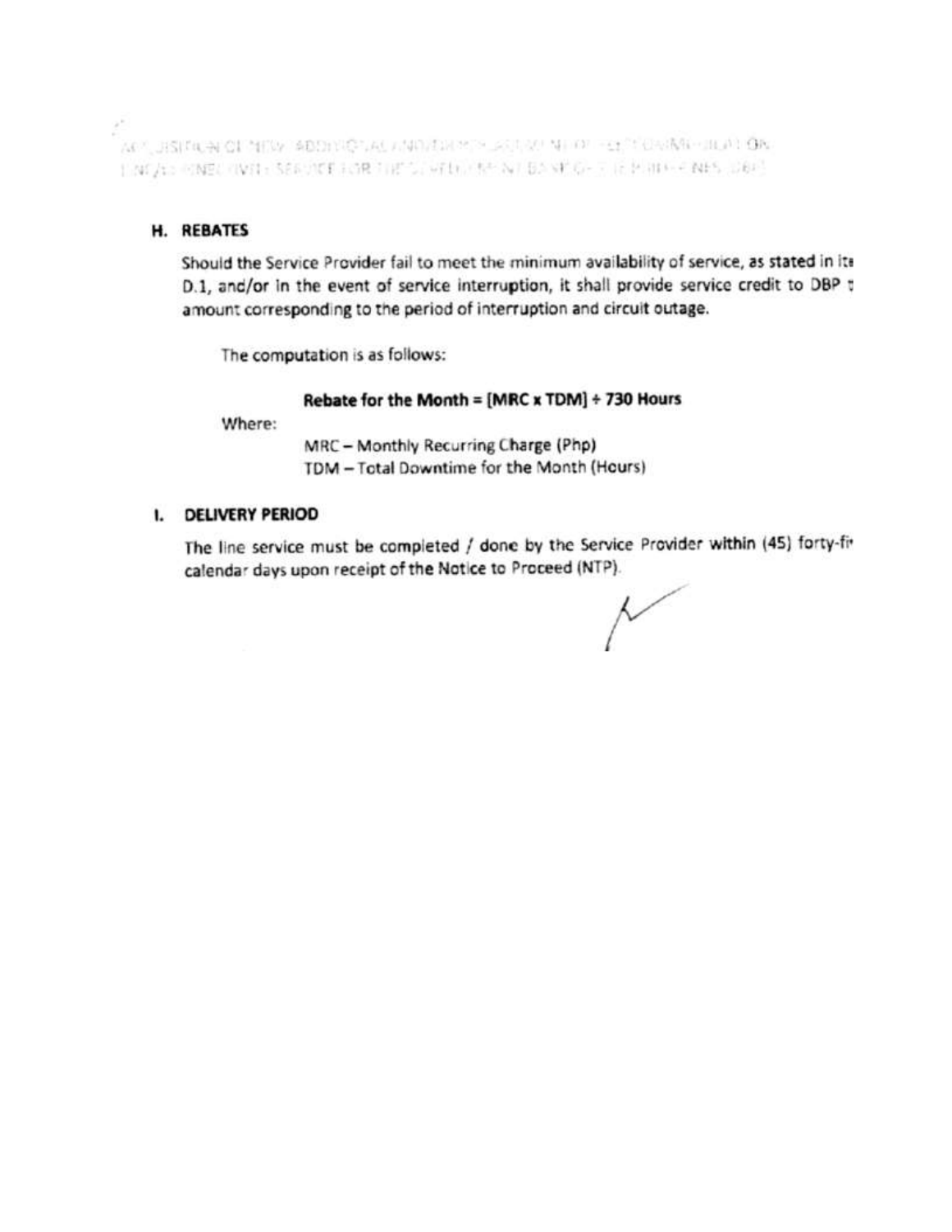## H. REBATES

Should the Service Provider fail to meet the minimum availability of service, as stated in ite D.1, and/or in the event of service interruption, it shall provide service credit to DBP t amount corresponding to the period of interruption and circuit outage.

The computation is as follows:

**Rebate for the Month = [MRC x TDM] ÷ 730 Hours**

Where:

MRC – Monthly Recurring Charge (Php)
TDM – Total Downtime for the Month (Hours)

## I. DELIVERY PERIOD

The line service must be completed / done by the Service Provider within (45) forty-fi calendar days upon receipt of the Notice to Proceed (NTP).